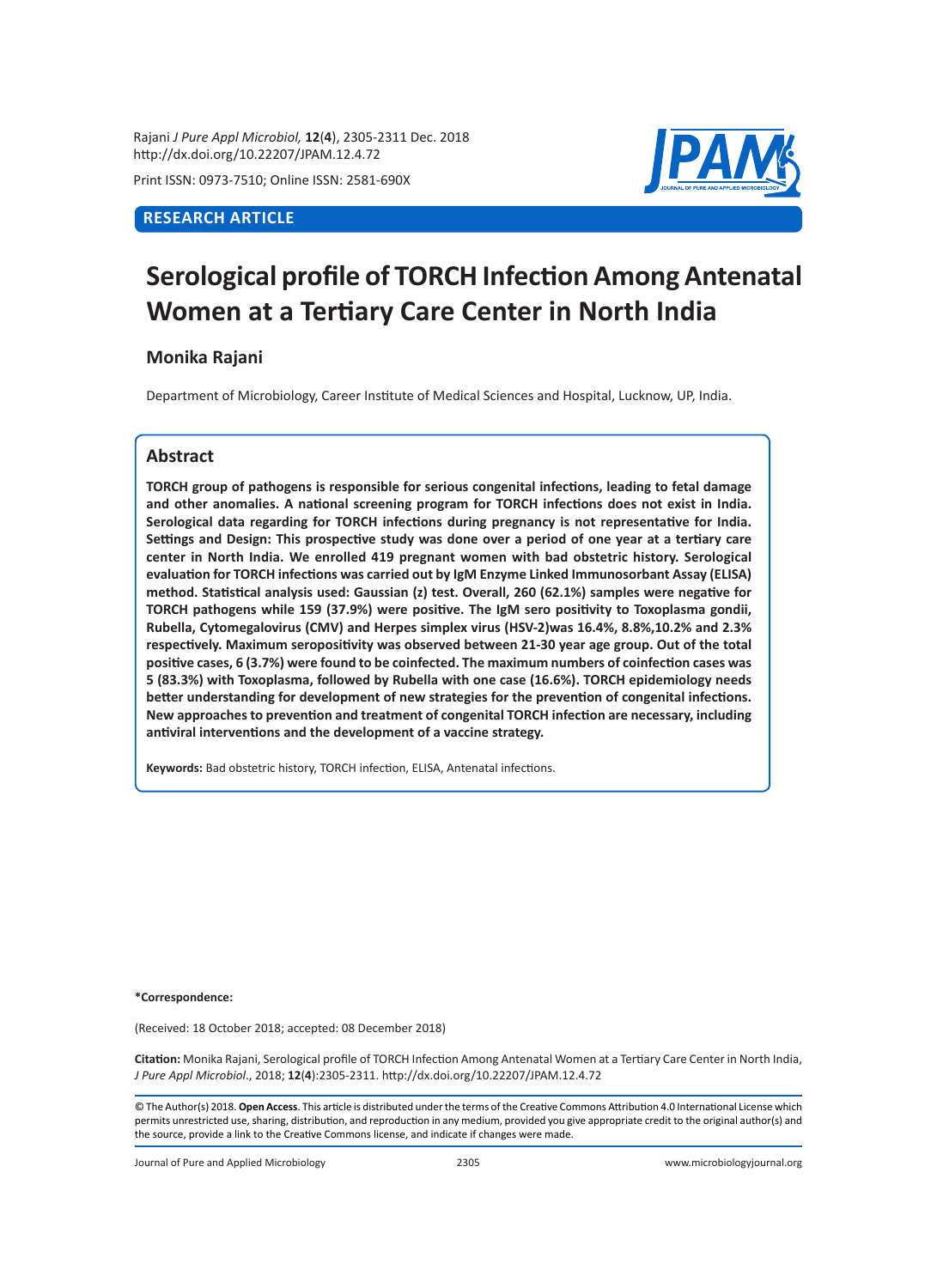RESEARCH ARTICLE

# Serological profile of TORCH Infection Among Antenatal Women at a Tertiary Care Center in North India

**Monika Rajani**

Department of Microbiology, Career Institute of Medical Sciences and Hospital, Lucknow, UP, India.

## Abstract

**TORCH group of pathogens is responsible for serious congenital infections, leading to fetal damage and other anomalies. A national screening program for TORCH infections does not exist in India. Serological data regarding for TORCH infections during pregnancy is not representative for India. Settings and Design: This prospective study was done over a period of one year at a tertiary care center in North India. We enrolled 419 pregnant women with bad obstetric history. Serological evaluation for TORCH infections was carried out by IgM Enzyme Linked Immunosorbant Assay (ELISA) method. Statistical analysis used: Gaussian (z) test. Overall, 260 (62.1%) samples were negative for TORCH pathogens while 159 (37.9%) were positive. The IgM sero positivity to Toxoplasma gondii, Rubella, Cytomegalovirus (CMV) and Herpes simplex virus (HSV-2)was 16.4%, 8.8%,10.2% and 2.3% respectively. Maximum seropositivity was observed between 21-30 year age group. Out of the total positive cases, 6 (3.7%) were found to be coinfected. The maximum numbers of coinfection cases was 5 (83.3%) with Toxoplasma, followed by Rubella with one case (16.6%). TORCH epidemiology needs better understanding for development of new strategies for the prevention of congenital infections. New approaches to prevention and treatment of congenital TORCH infection are necessary, including antiviral interventions and the development of a vaccine strategy.**

**Keywords:** Bad obstetric history, TORCH infection, ELISA, Antenatal infections.

**\*Correspondence:**

(Received: 18 October 2018; accepted: 08 December 2018)

**Citation:** Monika Rajani, Serological profile of TORCH Infection Among Antenatal Women at a Tertiary Care Center in North India, *J Pure Appl Microbiol*., 2018; **12**(**4**):2305-2311. http://dx.doi.org/10.22207/JPAM.12.4.72

© The Author(s) 2018. **Open Access**. This article is distributed under the terms of the Creative Commons Attribution 4.0 International License which permits unrestricted use, sharing, distribution, and reproduction in any medium, provided you give appropriate credit to the original author(s) and the source, provide a link to the Creative Commons license, and indicate if changes were made.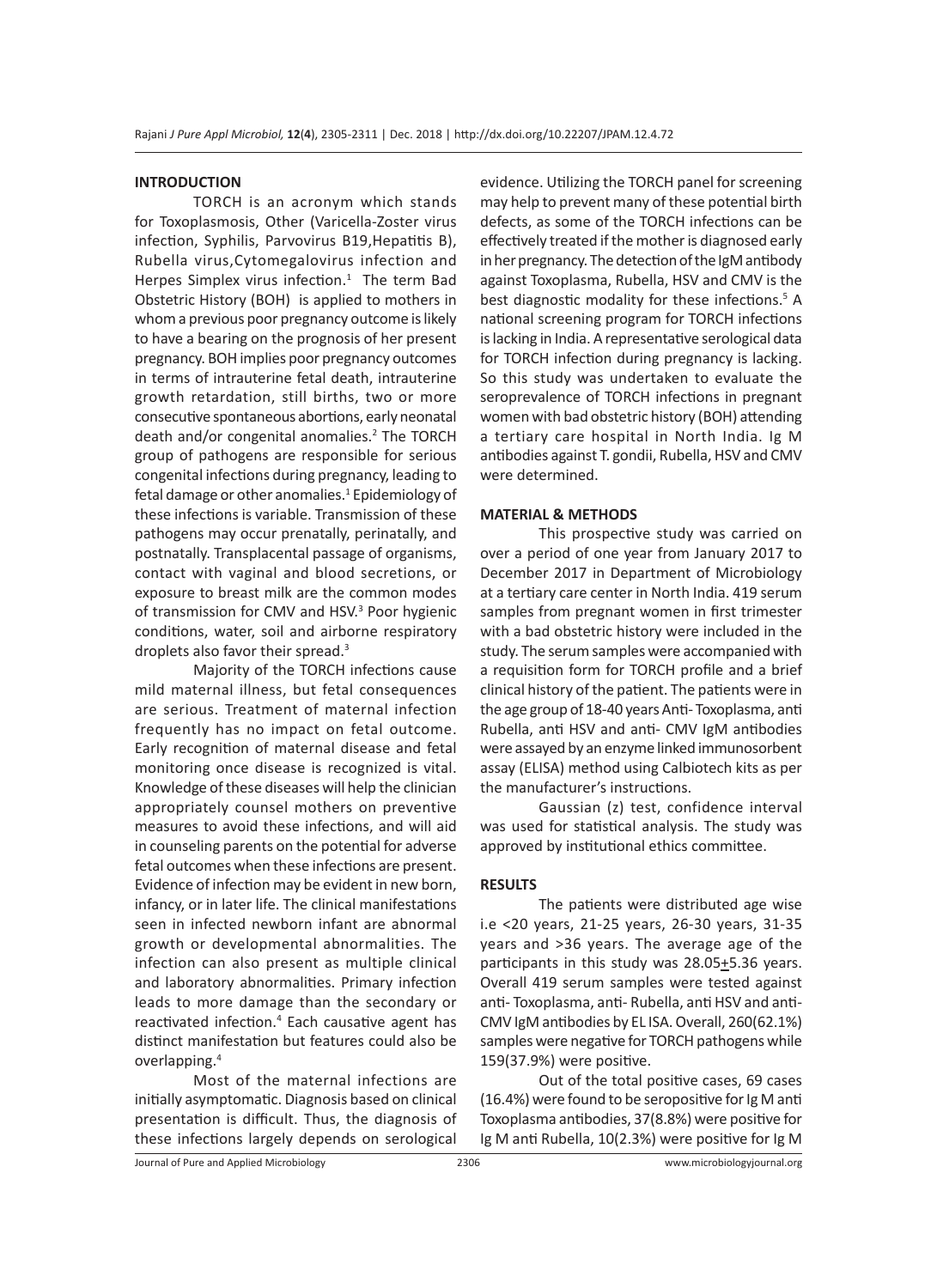## INTRODUCTION

TORCH is an acronym which stands for Toxoplasmosis, Other (Varicella-Zoster virus infection, Syphilis, Parvovirus B19,Hepatitis B), Rubella virus,Cytomegalovirus infection and Herpes Simplex virus infection.[1] The term Bad Obstetric History (BOH) is applied to mothers in whom a previous poor pregnancy outcome is likely to have a bearing on the prognosis of her present pregnancy. BOH implies poor pregnancy outcomes in terms of intrauterine fetal death, intrauterine growth retardation, still births, two or more consecutive spontaneous abortions, early neonatal death and/or congenital anomalies.[2] The TORCH group of pathogens are responsible for serious congenital infections during pregnancy, leading to fetal damage or other anomalies.[1] Epidemiology of these infections is variable. Transmission of these pathogens may occur prenatally, perinatally, and postnatally. Transplacental passage of organisms, contact with vaginal and blood secretions, or exposure to breast milk are the common modes of transmission for CMV and HSV.[3] Poor hygienic conditions, water, soil and airborne respiratory droplets also favor their spread.[3]

Majority of the TORCH infections cause mild maternal illness, but fetal consequences are serious. Treatment of maternal infection frequently has no impact on fetal outcome. Early recognition of maternal disease and fetal monitoring once disease is recognized is vital. Knowledge of these diseases will help the clinician appropriately counsel mothers on preventive measures to avoid these infections, and will aid in counseling parents on the potential for adverse fetal outcomes when these infections are present. Evidence of infection may be evident in new born, infancy, or in later life. The clinical manifestations seen in infected newborn infant are abnormal growth or developmental abnormalities. The infection can also present as multiple clinical and laboratory abnormalities. Primary infection leads to more damage than the secondary or reactivated infection.[4] Each causative agent has distinct manifestation but features could also be overlapping.[4]

Most of the maternal infections are initially asymptomatic. Diagnosis based on clinical presentation is difficult. Thus, the diagnosis of these infections largely depends on serological evidence. Utilizing the TORCH panel for screening may help to prevent many of these potential birth defects, as some of the TORCH infections can be effectively treated if the mother is diagnosed early in her pregnancy. The detection of the IgM antibody against Toxoplasma, Rubella, HSV and CMV is the best diagnostic modality for these infections.[5] A national screening program for TORCH infections is lacking in India. A representative serological data for TORCH infection during pregnancy is lacking. So this study was undertaken to evaluate the seroprevalence of TORCH infections in pregnant women with bad obstetric history (BOH) attending a tertiary care hospital in North India. Ig M antibodies against T. gondii, Rubella, HSV and CMV were determined.

## MATERIAL & METHODS

This prospective study was carried on over a period of one year from January 2017 to December 2017 in Department of Microbiology at a tertiary care center in North India. 419 serum samples from pregnant women in first trimester with a bad obstetric history were included in the study. The serum samples were accompanied with a requisition form for TORCH profile and a brief clinical history of the patient. The patients were in the age group of 18-40 years Anti- Toxoplasma, anti Rubella, anti HSV and anti- CMV IgM antibodies were assayed by an enzyme linked immunosorbent assay (ELISA) method using Calbiotech kits as per the manufacturer's instructions.

Gaussian (z) test, confidence interval was used for statistical analysis. The study was approved by institutional ethics committee.

## RESULTS

The patients were distributed age wise i.e <20 years, 21-25 years, 26-30 years, 31-35 years and >36 years. The average age of the participants in this study was 28.05±5.36 years. Overall 419 serum samples were tested against anti- Toxoplasma, anti- Rubella, anti HSV and anti-CMV IgM antibodies by EL ISA. Overall, 260(62.1%) samples were negative for TORCH pathogens while 159(37.9%) were positive.

Out of the total positive cases, 69 cases (16.4%) were found to be seropositive for Ig M anti Toxoplasma antibodies, 37(8.8%) were positive for Ig M anti Rubella, 10(2.3%) were positive for Ig M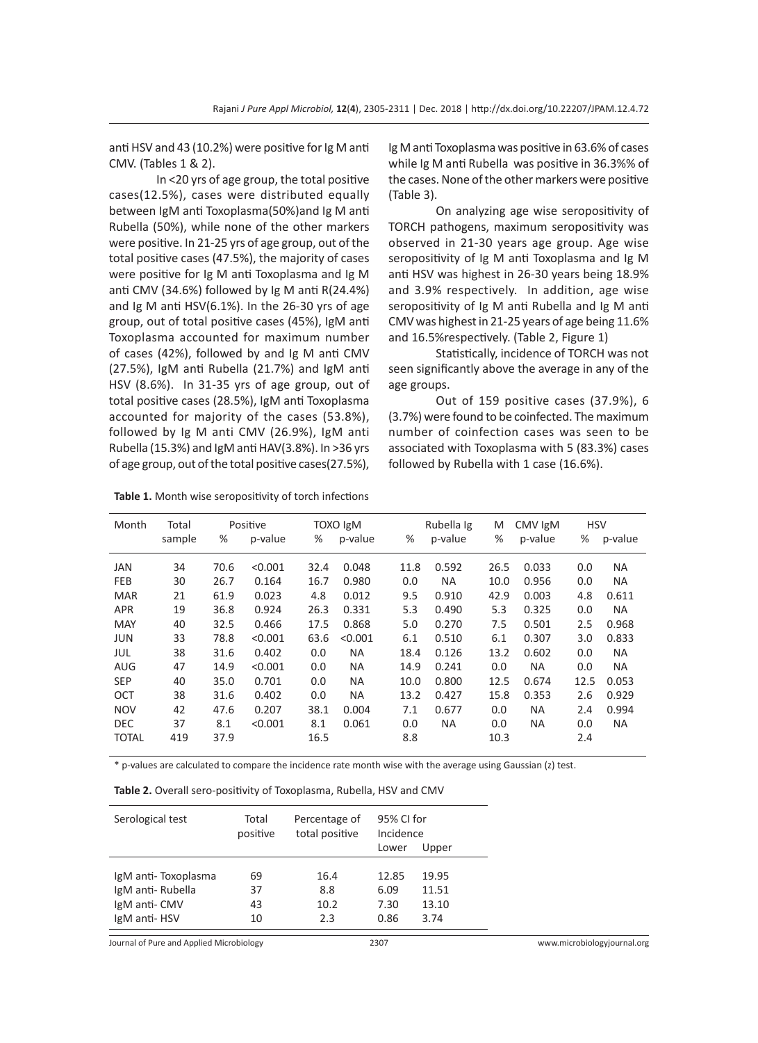anti HSV and 43 (10.2%) were positive for Ig M anti CMV. (Tables 1 & 2).

In <20 yrs of age group, the total positive cases(12.5%), cases were distributed equally between IgM anti Toxoplasma(50%)and Ig M anti Rubella (50%), while none of the other markers were positive. In 21-25 yrs of age group, out of the total positive cases (47.5%), the majority of cases were positive for Ig M anti Toxoplasma and Ig M anti CMV (34.6%) followed by Ig M anti R(24.4%) and Ig M anti HSV(6.1%). In the 26-30 yrs of age group, out of total positive cases (45%), IgM anti Toxoplasma accounted for maximum number of cases (42%), followed by and Ig M anti CMV (27.5%), IgM anti Rubella (21.7%) and IgM anti HSV (8.6%). In 31-35 yrs of age group, out of total positive cases (28.5%), IgM anti Toxoplasma accounted for majority of the cases (53.8%), followed by Ig M anti CMV (26.9%), IgM anti Rubella (15.3%) and IgM anti HAV(3.8%). In >36 yrs of age group, out of the total positive cases(27.5%), Ig M anti Toxoplasma was positive in 63.6% of cases while Ig M anti Rubella was positive in 36.3%% of the cases. None of the other markers were positive (Table 3).

On analyzing age wise seropositivity of TORCH pathogens, maximum seropositivity was observed in 21-30 years age group. Age wise seropositivity of Ig M anti Toxoplasma and Ig M anti HSV was highest in 26-30 years being 18.9% and 3.9% respectively. In addition, age wise seropositivity of Ig M anti Rubella and Ig M anti CMV was highest in 21-25 years of age being 11.6% and 16.5%respectively. (Table 2, Figure 1)

Statistically, incidence of TORCH was not seen significantly above the average in any of the age groups.

Out of 159 positive cases (37.9%), 6 (3.7%) were found to be coinfected. The maximum number of coinfection cases was seen to be associated with Toxoplasma with 5 (83.3%) cases followed by Rubella with 1 case (16.6%).

**Table 1.** Month wise seropositivity of torch infections

| Month | Total sample | Positive | | TOXO IgM | | Rubella Ig | M | CMV IgM | | HSV | |
|---|---|---|---|---|---|---|---|---|---|---|---|
| | | % | p-value | % | p-value | % | p-value | % | p-value | % | p-value |
| JAN | 34 | 70.6 | <0.001 | 32.4 | 0.048 | 11.8 | 0.592 | 26.5 | 0.033 | 0.0 | NA |
| FEB | 30 | 26.7 | 0.164 | 16.7 | 0.980 | 0.0 | NA | 10.0 | 0.956 | 0.0 | NA |
| MAR | 21 | 61.9 | 0.023 | 4.8 | 0.012 | 9.5 | 0.910 | 42.9 | 0.003 | 4.8 | 0.611 |
| APR | 19 | 36.8 | 0.924 | 26.3 | 0.331 | 5.3 | 0.490 | 5.3 | 0.325 | 0.0 | NA |
| MAY | 40 | 32.5 | 0.466 | 17.5 | 0.868 | 5.0 | 0.270 | 7.5 | 0.501 | 2.5 | 0.968 |
| JUN | 33 | 78.8 | <0.001 | 63.6 | <0.001 | 6.1 | 0.510 | 6.1 | 0.307 | 3.0 | 0.833 |
| JUL | 38 | 31.6 | 0.402 | 0.0 | NA | 18.4 | 0.126 | 13.2 | 0.602 | 0.0 | NA |
| AUG | 47 | 14.9 | <0.001 | 0.0 | NA | 14.9 | 0.241 | 0.0 | NA | 0.0 | NA |
| SEP | 40 | 35.0 | 0.701 | 0.0 | NA | 10.0 | 0.800 | 12.5 | 0.674 | 12.5 | 0.053 |
| OCT | 38 | 31.6 | 0.402 | 0.0 | NA | 13.2 | 0.427 | 15.8 | 0.353 | 2.6 | 0.929 |
| NOV | 42 | 47.6 | 0.207 | 38.1 | 0.004 | 7.1 | 0.677 | 0.0 | NA | 2.4 | 0.994 |
| DEC | 37 | 8.1 | <0.001 | 8.1 | 0.061 | 0.0 | NA | 0.0 | NA | 0.0 | NA |
| TOTAL | 419 | 37.9 | | 16.5 | | 8.8 | | 10.3 | | 2.4 | |

\* p-values are calculated to compare the incidence rate month wise with the average using Gaussian (z) test.

**Table 2.** Overall sero-positivity of Toxoplasma, Rubella, HSV and CMV

| Serological test | Total positive | Percentage of total positive | 95% CI for Incidence | |
|---|---|---|---|---|
| | | | Lower | Upper |
| IgM anti- Toxoplasma | 69 | 16.4 | 12.85 | 19.95 |
| IgM anti- Rubella | 37 | 8.8 | 6.09 | 11.51 |
| IgM anti- CMV | 43 | 10.2 | 7.30 | 13.10 |
| IgM anti- HSV | 10 | 2.3 | 0.86 | 3.74 |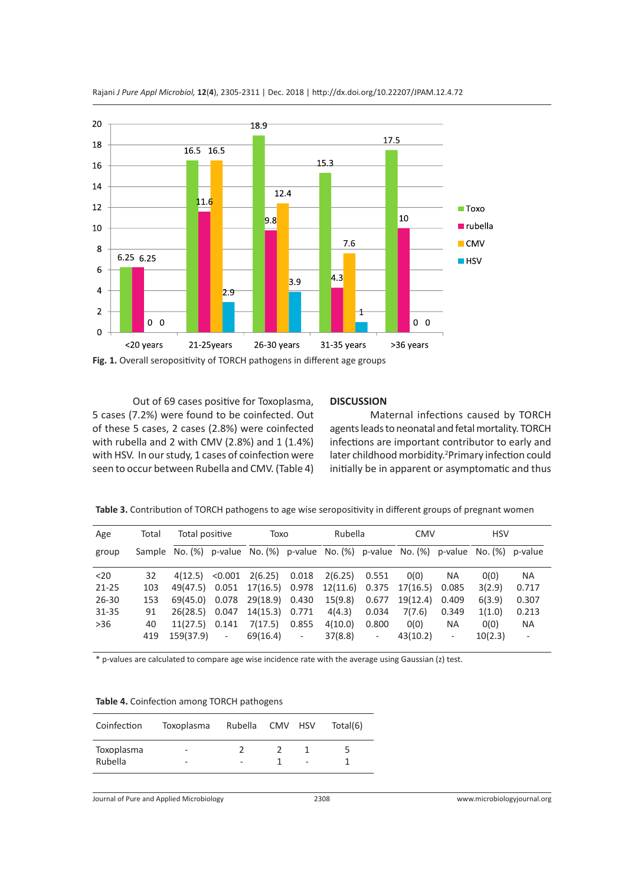Fig. 1. Overall seropositivity of TORCH pathogens in different age groups

Out of 69 cases positive for Toxoplasma, 5 cases (7.2%) were found to be coinfected. Out of these 5 cases, 2 cases (2.8%) were coinfected with rubella and 2 with CMV (2.8%) and 1 (1.4%) with HSV. In our study, 1 cases of coinfection were seen to occur between Rubella and CMV. (Table 4)

## DISCUSSION

Maternal infections caused by TORCH agents leads to neonatal and fetal mortality. TORCH infections are important contributor to early and later childhood morbidity.[2] Primary infection could initially be in apparent or asymptomatic and thus

**Table 3.** Contribution of TORCH pathogens to age wise seropositivity in different groups of pregnant women

| Age group | Total Sample | Total positive | | Toxo | | Rubella | | CMV | | HSV | |
|---|---|---|---|---|---|---|---|---|---|---|---|
| | | No. (%) | p-value | No. (%) | p-value | No. (%) | p-value | No. (%) | p-value | No. (%) | p-value |
| <20 | 32 | 4(12.5) | <0.001 | 2(6.25) | 0.018 | 2(6.25) | 0.551 | 0(0) | NA | 0(0) | NA |
| 21-25 | 103 | 49(47.5) | 0.051 | 17(16.5) | 0.978 | 12(11.6) | 0.375 | 17(16.5) | 0.085 | 3(2.9) | 0.717 |
| 26-30 | 153 | 69(45.0) | 0.078 | 29(18.9) | 0.430 | 15(9.8) | 0.677 | 19(12.4) | 0.409 | 6(3.9) | 0.307 |
| 31-35 | 91 | 26(28.5) | 0.047 | 14(15.3) | 0.771 | 4(4.3) | 0.034 | 7(7.6) | 0.349 | 1(1.0) | 0.213 |
| >36 | 40 | 11(27.5) | 0.141 | 7(17.5) | 0.855 | 4(10.0) | 0.800 | 0(0) | NA | 0(0) | NA |
| | 419 | 159(37.9) | - | 69(16.4) | - | 37(8.8) | - | 43(10.2) | - | 10(2.3) | - |

* p-values are calculated to compare age wise incidence rate with the average using Gaussian (z) test.

**Table 4.** Coinfection among TORCH pathogens

| Coinfection | Toxoplasma | Rubella | CMV | HSV | Total(6) |
|---|---|---|---|---|---|
| Toxoplasma | - | 2 | 2 | 1 | 5 |
| Rubella | - | - | 1 | - | 1 |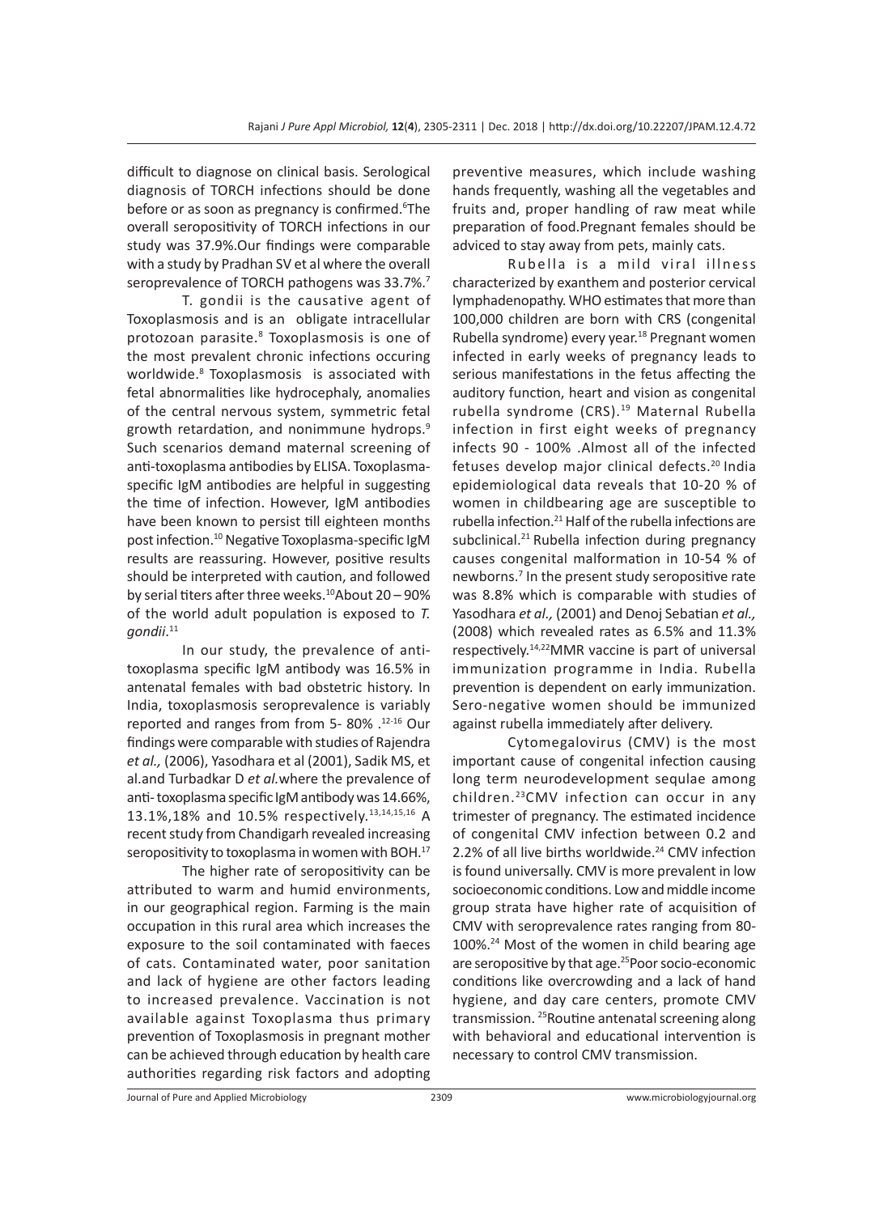difficult to diagnose on clinical basis. Serological diagnosis of TORCH infections should be done before or as soon as pregnancy is confirmed.[6] The overall seropositivity of TORCH infections in our study was 37.9%.Our findings were comparable with a study by Pradhan SV et al where the overall seroprevalence of TORCH pathogens was 33.7%.[7]

T. gondii is the causative agent of Toxoplasmosis and is an obligate intracellular protozoan parasite.[8] Toxoplasmosis is one of the most prevalent chronic infections occuring worldwide.[8] Toxoplasmosis is associated with fetal abnormalities like hydrocephaly, anomalies of the central nervous system, symmetric fetal growth retardation, and nonimmune hydrops.[9] Such scenarios demand maternal screening of anti-toxoplasma antibodies by ELISA. Toxoplasma-specific IgM antibodies are helpful in suggesting the time of infection. However, IgM antibodies have been known to persist till eighteen months post infection.[10] Negative Toxoplasma-specific IgM results are reassuring. However, positive results should be interpreted with caution, and followed by serial titers after three weeks.[10]About 20 – 90% of the world adult population is exposed to *T. gondii*.[11]

In our study, the prevalence of anti-toxoplasma specific IgM antibody was 16.5% in antenatal females with bad obstetric history. In India, toxoplasmosis seroprevalence is variably reported and ranges from from 5- 80% .[12-16] Our findings were comparable with studies of Rajendra *et al.,* (2006), Yasodhara et al (2001), Sadik MS, et al.and Turbadkar D *et al.*where the prevalence of anti- toxoplasma specific IgM antibody was 14.66%, 13.1%,18% and 10.5% respectively.[13,14,15,16] A recent study from Chandigarh revealed increasing seropositivity to toxoplasma in women with BOH.[17]

The higher rate of seropositivity can be attributed to warm and humid environments, in our geographical region. Farming is the main occupation in this rural area which increases the exposure to the soil contaminated with faeces of cats. Contaminated water, poor sanitation and lack of hygiene are other factors leading to increased prevalence. Vaccination is not available against Toxoplasma thus primary prevention of Toxoplasmosis in pregnant mother can be achieved through education by health care authorities regarding risk factors and adopting preventive measures, which include washing hands frequently, washing all the vegetables and fruits and, proper handling of raw meat while preparation of food.Pregnant females should be adviced to stay away from pets, mainly cats.

Rubella is a mild viral illness characterized by exanthem and posterior cervical lymphadenopathy. WHO estimates that more than 100,000 children are born with CRS (congenital Rubella syndrome) every year.[18] Pregnant women infected in early weeks of pregnancy leads to serious manifestations in the fetus affecting the auditory function, heart and vision as congenital rubella syndrome (CRS).[19] Maternal Rubella infection in first eight weeks of pregnancy infects 90 - 100% .Almost all of the infected fetuses develop major clinical defects.[20] India epidemiological data reveals that 10-20 % of women in childbearing age are susceptible to rubella infection.[21] Half of the rubella infections are subclinical.[21] Rubella infection during pregnancy causes congenital malformation in 10-54 % of newborns.[7] In the present study seropositive rate was 8.8% which is comparable with studies of Yasodhara *et al.,* (2001) and Denoj Sebatian *et al.,* (2008) which revealed rates as 6.5% and 11.3% respectively.[14,22]MMR vaccine is part of universal immunization programme in India. Rubella prevention is dependent on early immunization. Sero-negative women should be immunized against rubella immediately after delivery.

Cytomegalovirus (CMV) is the most important cause of congenital infection causing long term neurodevelopment sequlae among children.[23]CMV infection can occur in any trimester of pregnancy. The estimated incidence of congenital CMV infection between 0.2 and 2.2% of all live births worldwide.[24] CMV infection is found universally. CMV is more prevalent in low socioeconomic conditions. Low and middle income group strata have higher rate of acquisition of CMV with seroprevalence rates ranging from 80-100%.[24] Most of the women in child bearing age are seropositive by that age.[25]Poor socio-economic conditions like overcrowding and a lack of hand hygiene, and day care centers, promote CMV transmission. [25]Routine antenatal screening along with behavioral and educational intervention is necessary to control CMV transmission.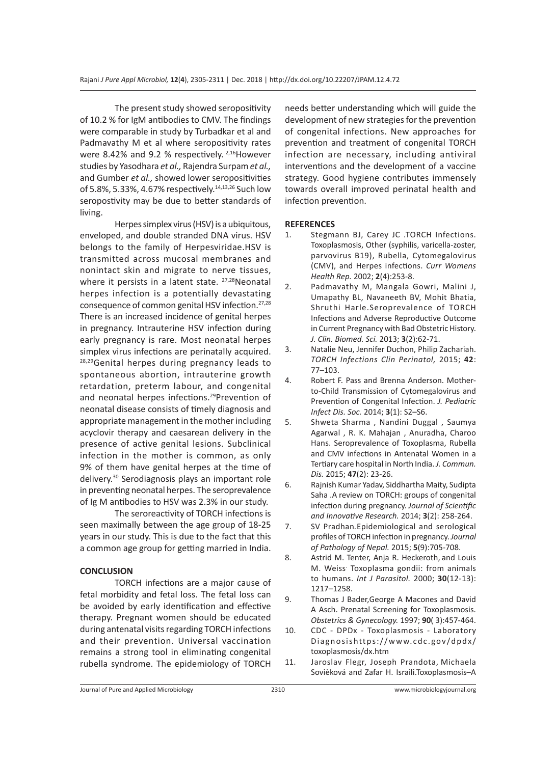The present study showed seropositivity of 10.2 % for IgM antibodies to CMV. The findings were comparable in study by Turbadkar et al and Padmavathy M et al where seropositivity rates were 8.42% and 9.2 % respectively. [2,16]However studies by Yasodhara *et al.,* Rajendra Surpam *et al.,* and Gumber *et al.,* showed lower seropositivities of 5.8%, 5.33%, 4.67% respectively.[14,13,26] Such low seropostivity may be due to better standards of living.

Herpes simplex virus (HSV) is a ubiquitous, enveloped, and double stranded DNA virus. HSV belongs to the family of Herpesviridae.HSV is transmitted across mucosal membranes and nonintact skin and migrate to nerve tissues, where it persists in a latent state. [27,28]Neonatal herpes infection is a potentially devastating consequence of common genital HSV infection.[27,28] There is an increased incidence of genital herpes in pregnancy. Intrauterine HSV infection during early pregnancy is rare. Most neonatal herpes simplex virus infections are perinatally acquired. [28,29]Genital herpes during pregnancy leads to spontaneous abortion, intrauterine growth retardation, preterm labour, and congenital and neonatal herpes infections.[29]Prevention of neonatal disease consists of timely diagnosis and appropriate management in the mother including acyclovir therapy and caesarean delivery in the presence of active genital lesions. Subclinical infection in the mother is common, as only 9% of them have genital herpes at the time of delivery.[30] Serodiagnosis plays an important role in preventing neonatal herpes. The seroprevalence of Ig M antibodies to HSV was 2.3% in our study.

The seroreactivity of TORCH infections is seen maximally between the age group of 18-25 years in our study. This is due to the fact that this a common age group for getting married in India.

## CONCLUSION

TORCH infections are a major cause of fetal morbidity and fetal loss. The fetal loss can be avoided by early identification and effective therapy. Pregnant women should be educated during antenatal visits regarding TORCH infections and their prevention. Universal vaccination remains a strong tool in eliminating congenital rubella syndrome. The epidemiology of TORCH needs better understanding which will guide the development of new strategies for the prevention of congenital infections. New approaches for prevention and treatment of congenital TORCH infection are necessary, including antiviral interventions and the development of a vaccine strategy. Good hygiene contributes immensely towards overall improved perinatal health and infection prevention.

## REFERENCES

1. Stegmann BJ, Carey JC .TORCH Infections. Toxoplasmosis, Other (syphilis, varicella-zoster, parvovirus B19), Rubella, Cytomegalovirus (CMV), and Herpes infections. *Curr Womens Health Rep.* 2002; **2**(4):253-8.
2. Padmavathy M, Mangala Gowri, Malini J, Umapathy BL, Navaneeth BV, Mohit Bhatia, Shruthi Harle.Seroprevalence of TORCH Infections and Adverse Reproductive Outcome in Current Pregnancy with Bad Obstetric History. *J. Clin. Biomed. Sci.* 2013; **3**(2):62-71.
3. Natalie Neu, Jennifer Duchon, Philip Zachariah. *TORCH Infections Clin Perinatol,* 2015; **42**: 77–103.
4. Robert F. Pass and Brenna Anderson. Mother-to-Child Transmission of Cytomegalovirus and Prevention of Congenital Infection. *J. Pediatric Infect Dis. Soc.* 2014; **3**(1): S2–S6.
5. Shweta Sharma , Nandini Duggal , Saumya Agarwal , R. K. Mahajan , Anuradha, Charoo Hans. Seroprevalence of Toxoplasma, Rubella and CMV infections in Antenatal Women in a Tertiary care hospital in North India. *J. Commun. Dis.* 2015; **47**(2): 23-26.
6. Rajnish Kumar Yadav, Siddhartha Maity, Sudipta Saha .A review on TORCH: groups of congenital infection during pregnancy. *Journal of Scientific and Innovative Research.* 2014; **3**(2): 258-264.
7. SV Pradhan.Epidemiological and serological profiles of TORCH infection in pregnancy. *Journal of Pathology of Nepal.* 2015; **5**(9):705-708.
8. Astrid M. Tenter, Anja R. Heckeroth, and Louis M. Weiss. Toxoplasma gondii: from animals to humans. *Int J Parasitol.* 2000; **30**(12-13): 1217–1258.
9. Thomas J Bader,George A Macones and David A Asch. Prenatal Screening for Toxoplasmosis. *Obstetrics & Gynecology.* 1997; **90**( 3):457-464.
10. CDC - DPDx - Toxoplasmosis - Laboratory Diagnosishttps://www.cdc.gov/dpdx/toxoplasmosis/dx.htm
11. Jaroslav Flegr, Joseph Prandota, Michaela Sovièková and Zafar H. Israili.Toxoplasmosis–A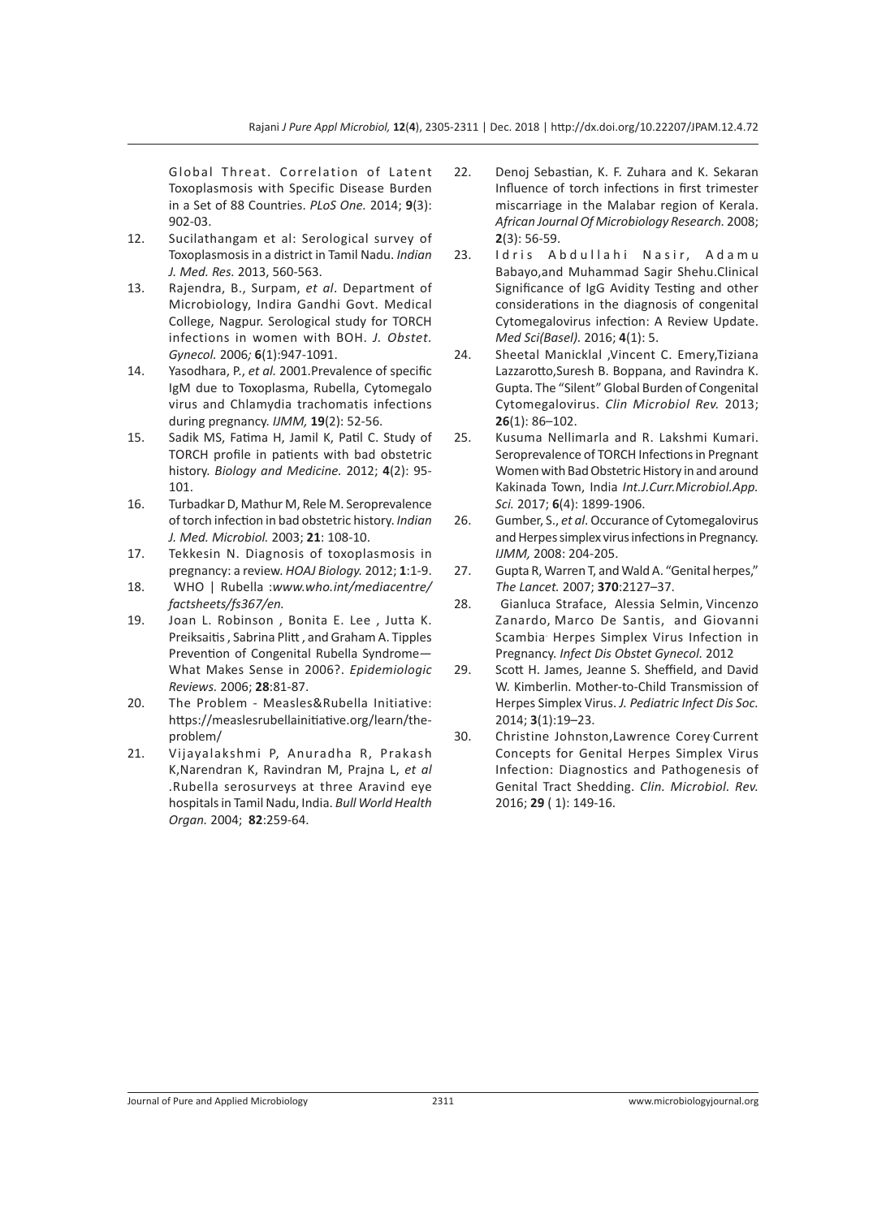Global Threat. Correlation of Latent Toxoplasmosis with Specific Disease Burden in a Set of 88 Countries. *PLoS One.* 2014; **9**(3): 902-03.

12. Sucilathangam et al: Serological survey of Toxoplasmosis in a district in Tamil Nadu. *Indian J. Med. Res.* 2013, 560-563.
13. Rajendra, B., Surpam, *et al*. Department of Microbiology, Indira Gandhi Govt. Medical College, Nagpur. Serological study for TORCH infections in women with BOH. *J. Obstet. Gynecol.* 2006*;* **6**(1):947-1091.
14. Yasodhara, P., *et al.* 2001.Prevalence of specific IgM due to Toxoplasma, Rubella, Cytomegalo virus and Chlamydia trachomatis infections during pregnancy. *IJMM,* **19**(2): 52-56.
15. Sadik MS, Fatima H, Jamil K, Patil C. Study of TORCH profile in patients with bad obstetric history. *Biology and Medicine.* 2012; **4**(2): 95-101.
16. Turbadkar D, Mathur M, Rele M. Seroprevalence of torch infection in bad obstetric history. *Indian J. Med. Microbiol.* 2003; **21**: 108-10.
17. Tekkesin N. Diagnosis of toxoplasmosis in pregnancy: a review. *HOAJ Biology.* 2012; **1**:1-9.
18. WHO | Rubella :*www.who.int/mediacentre/factsheets/fs367/en.*
19. Joan L. Robinson , Bonita E. Lee , Jutta K. Preiksaitis , Sabrina Plitt , and Graham A. Tipples Prevention of Congenital Rubella Syndrome—What Makes Sense in 2006?. *Epidemiologic Reviews.* 2006; **28**:81-87.
20. The Problem - Measles&Rubella Initiative: https://measlesrubellainitiative.org/learn/the-problem/
21. Vijayalakshmi P, Anuradha R, Prakash K,Narendran K, Ravindran M, Prajna L, *et al* .Rubella serosurveys at three Aravind eye hospitals in Tamil Nadu, India. *Bull World Health Organ.* 2004; **82**:259-64.
22. Denoj Sebastian, K. F. Zuhara and K. Sekaran Influence of torch infections in first trimester miscarriage in the Malabar region of Kerala. *African Journal Of Microbiology Research.* 2008; **2**(3): 56-59.
23. Idris Abdullahi Nasir, Adamu Babayo,and Muhammad Sagir Shehu.Clinical Significance of IgG Avidity Testing and other considerations in the diagnosis of congenital Cytomegalovirus infection: A Review Update. *Med Sci(Basel).* 2016; **4**(1): 5.
24. Sheetal Manicklal ,Vincent C. Emery,Tiziana Lazzarotto,Suresh B. Boppana, and Ravindra K. Gupta. The "Silent" Global Burden of Congenital Cytomegalovirus. *Clin Microbiol Rev.* 2013; **26**(1): 86–102.
25. Kusuma Nellimarla and R. Lakshmi Kumari. Seroprevalence of TORCH Infections in Pregnant Women with Bad Obstetric History in and around Kakinada Town, India *Int.J.Curr.Microbiol.App. Sci.* 2017; **6**(4): 1899-1906.
26. Gumber, S., *et al*. Occurance of Cytomegalovirus and Herpes simplex virus infections in Pregnancy. *IJMM,* 2008: 204-205.
27. Gupta R, Warren T, and Wald A. "Genital herpes," *The Lancet.* 2007; **370**:2127–37.
28. Gianluca Straface, Alessia Selmin, Vincenzo Zanardo, Marco De Santis, and Giovanni Scambia. Herpes Simplex Virus Infection in Pregnancy. *Infect Dis Obstet Gynecol.* 2012
29. Scott H. James, Jeanne S. Sheffield, and David W. Kimberlin. Mother-to-Child Transmission of Herpes Simplex Virus. *J. Pediatric Infect Dis Soc.* 2014; **3**(1):19–23.
30. Christine Johnston,Lawrence Corey.Current Concepts for Genital Herpes Simplex Virus Infection: Diagnostics and Pathogenesis of Genital Tract Shedding. *Clin. Microbiol. Rev.* 2016; **29** ( 1): 149-16.